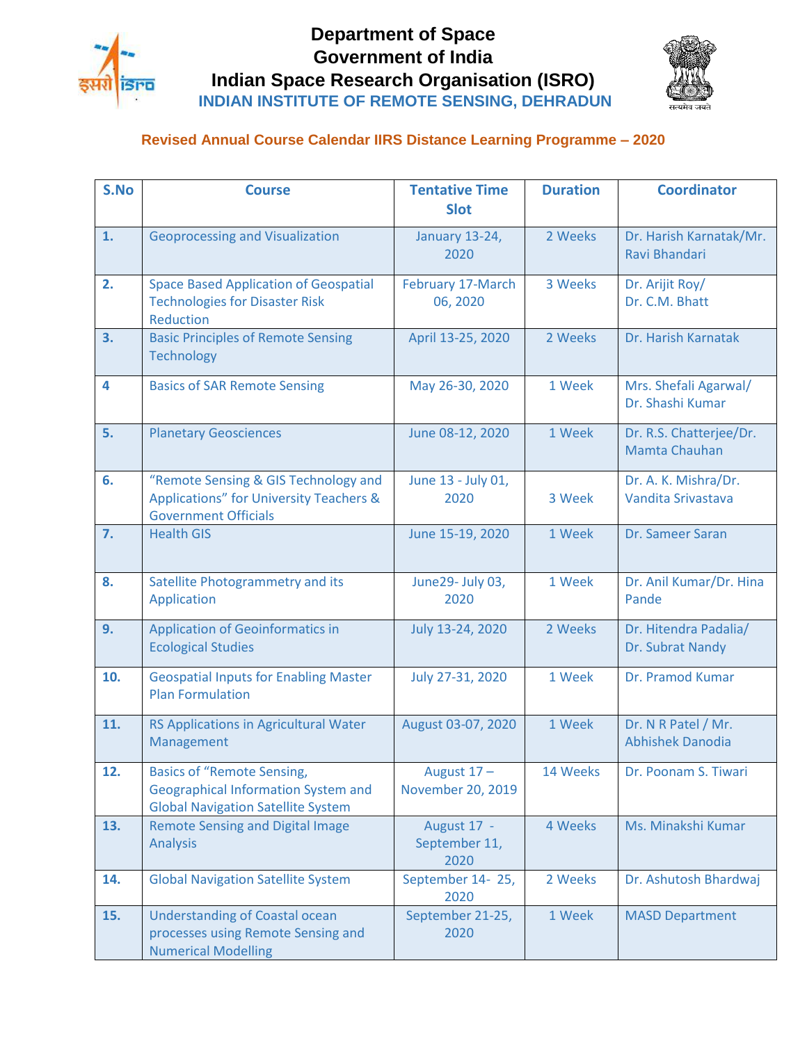# Department of Space
# Government of India
# Indian Space Research Organisation (ISRO)
## INDIAN INSTITUTE OF REMOTE SENSING, DEHRADUN

### Revised Annual Course Calendar IIRS Distance Learning Programme – 2020

| S.No | Course | Tentative Time Slot | Duration | Coordinator |
|---|---|---|---|---|
| 1. | Geoprocessing and Visualization | January 13-24, 2020 | 2 Weeks | Dr. Harish Karnatak/Mr. Ravi Bhandari |
| 2. | Space Based Application of Geospatial Technologies for Disaster Risk Reduction | February 17-March 06, 2020 | 3 Weeks | Dr. Arijit Roy/ Dr. C.M. Bhatt |
| 3. | Basic Principles of Remote Sensing Technology | April 13-25, 2020 | 2 Weeks | Dr. Harish Karnatak |
| 4 | Basics of SAR Remote Sensing | May 26-30, 2020 | 1 Week | Mrs. Shefali Agarwal/ Dr. Shashi Kumar |
| 5. | Planetary Geosciences | June 08-12, 2020 | 1 Week | Dr. R.S. Chatterjee/Dr. Mamta Chauhan |
| 6. | "Remote Sensing & GIS Technology and Applications" for University Teachers & Government Officials | June 13 - July 01, 2020 | 3 Week | Dr. A. K. Mishra/Dr. Vandita Srivastava |
| 7. | Health GIS | June 15-19, 2020 | 1 Week | Dr. Sameer Saran |
| 8. | Satellite Photogrammetry and its Application | June29- July 03, 2020 | 1 Week | Dr. Anil Kumar/Dr. Hina Pande |
| 9. | Application of Geoinformatics in Ecological Studies | July 13-24, 2020 | 2 Weeks | Dr. Hitendra Padalia/ Dr. Subrat Nandy |
| 10. | Geospatial Inputs for Enabling Master Plan Formulation | July 27-31, 2020 | 1 Week | Dr. Pramod Kumar |
| 11. | RS Applications in Agricultural Water Management | August 03-07, 2020 | 1 Week | Dr. N R Patel / Mr. Abhishek Danodia |
| 12. | Basics of "Remote Sensing, Geographical Information System and Global Navigation Satellite System | August 17 – November 20, 2019 | 14 Weeks | Dr. Poonam S. Tiwari |
| 13. | Remote Sensing and Digital Image Analysis | August 17 - September 11, 2020 | 4 Weeks | Ms. Minakshi Kumar |
| 14. | Global Navigation Satellite System | September 14- 25, 2020 | 2 Weeks | Dr. Ashutosh Bhardwaj |
| 15. | Understanding of Coastal ocean processes using Remote Sensing and Numerical Modelling | September 21-25, 2020 | 1 Week | MASD Department |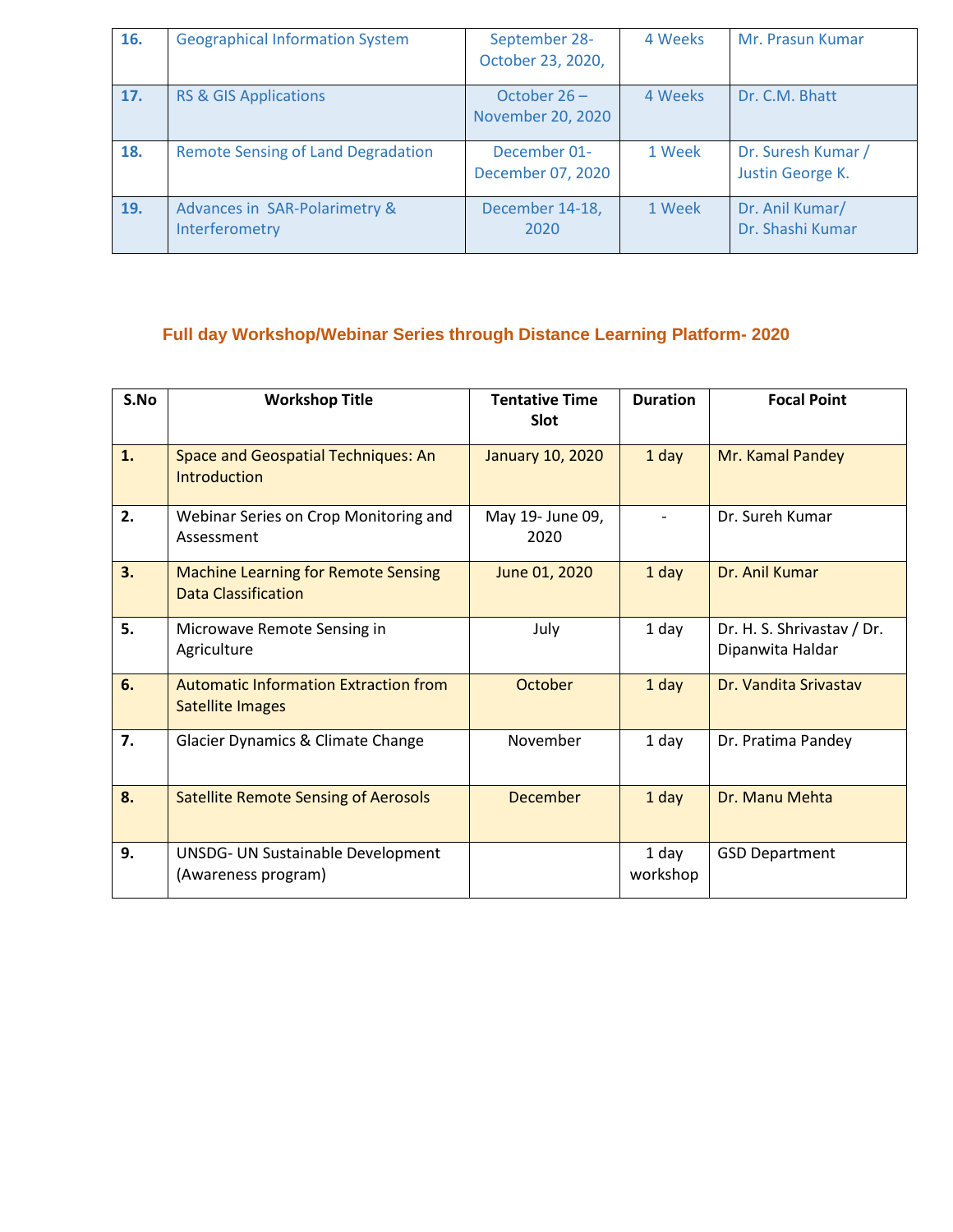| | | | | |
|---|---|---|---|---|
| **16.** | Geographical Information System | September 28- October 23, 2020, | 4 Weeks | Mr. Prasun Kumar |
| **17.** | RS & GIS Applications | October 26 – November 20, 2020 | 4 Weeks | Dr. C.M. Bhatt |
| **18.** | Remote Sensing of Land Degradation | December 01- December 07, 2020 | 1 Week | Dr. Suresh Kumar / Justin George K. |
| **19.** | Advances in SAR-Polarimetry & Interferometry | December 14-18, 2020 | 1 Week | Dr. Anil Kumar/ Dr. Shashi Kumar |

## Full day Workshop/Webinar Series through Distance Learning Platform- 2020

| S.No | Workshop Title | Tentative Time Slot | Duration | Focal Point |
|---|---|---|---|---|
| **1.** | Space and Geospatial Techniques: An Introduction | January 10, 2020 | 1 day | Mr. Kamal Pandey |
| **2.** | Webinar Series on Crop Monitoring and Assessment | May 19- June 09, 2020 | - | Dr. Sureh Kumar |
| **3.** | Machine Learning for Remote Sensing Data Classification | June 01, 2020 | 1 day | Dr. Anil Kumar |
| **5.** | Microwave Remote Sensing in Agriculture | July | 1 day | Dr. H. S. Shrivastav / Dr. Dipanwita Haldar |
| **6.** | Automatic Information Extraction from Satellite Images | October | 1 day | Dr. Vandita Srivastav |
| **7.** | Glacier Dynamics & Climate Change | November | 1 day | Dr. Pratima Pandey |
| **8.** | Satellite Remote Sensing of Aerosols | December | 1 day | Dr. Manu Mehta |
| **9.** | UNSDG- UN Sustainable Development (Awareness program) | | 1 day workshop | GSD Department |